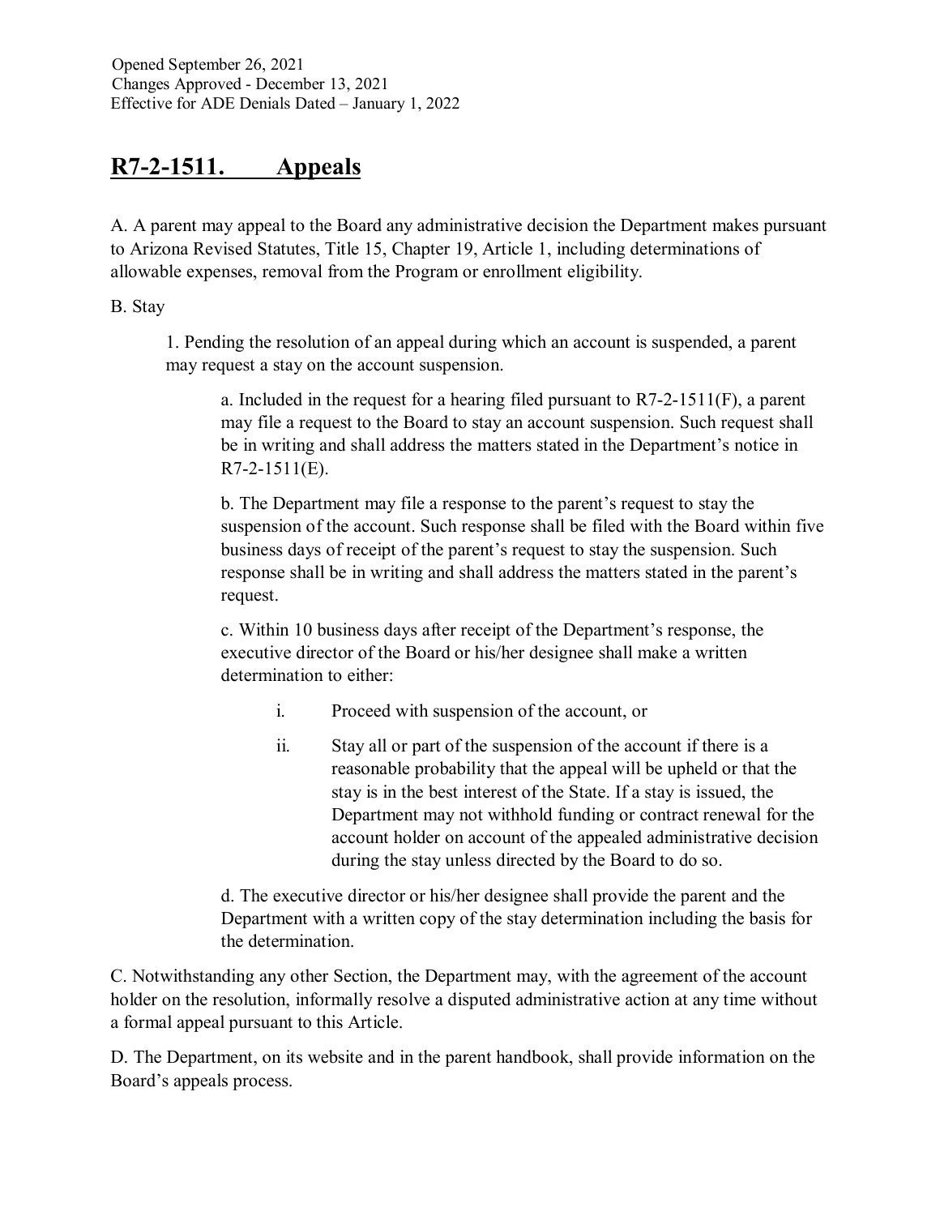Opened September 26, 2021
Changes Approved - December 13, 2021
Effective for ADE Denials Dated – January 1, 2022

# R7-2-1511. Appeals

A. A parent may appeal to the Board any administrative decision the Department makes pursuant to Arizona Revised Statutes, Title 15, Chapter 19, Article 1, including determinations of allowable expenses, removal from the Program or enrollment eligibility.

B. Stay

1. Pending the resolution of an appeal during which an account is suspended, a parent may request a stay on the account suspension.

    a. Included in the request for a hearing filed pursuant to R7-2-1511(F), a parent may file a request to the Board to stay an account suspension. Such request shall be in writing and shall address the matters stated in the Department's notice in R7-2-1511(E).

    b. The Department may file a response to the parent's request to stay the suspension of the account. Such response shall be filed with the Board within five business days of receipt of the parent's request to stay the suspension. Such response shall be in writing and shall address the matters stated in the parent's request.

    c. Within 10 business days after receipt of the Department's response, the executive director of the Board or his/her designee shall make a written determination to either:

    i. Proceed with suspension of the account, or

    ii. Stay all or part of the suspension of the account if there is a reasonable probability that the appeal will be upheld or that the stay is in the best interest of the State. If a stay is issued, the Department may not withhold funding or contract renewal for the account holder on account of the appealed administrative decision during the stay unless directed by the Board to do so.

    d. The executive director or his/her designee shall provide the parent and the Department with a written copy of the stay determination including the basis for the determination.

C. Notwithstanding any other Section, the Department may, with the agreement of the account holder on the resolution, informally resolve a disputed administrative action at any time without a formal appeal pursuant to this Article.

D. The Department, on its website and in the parent handbook, shall provide information on the Board's appeals process.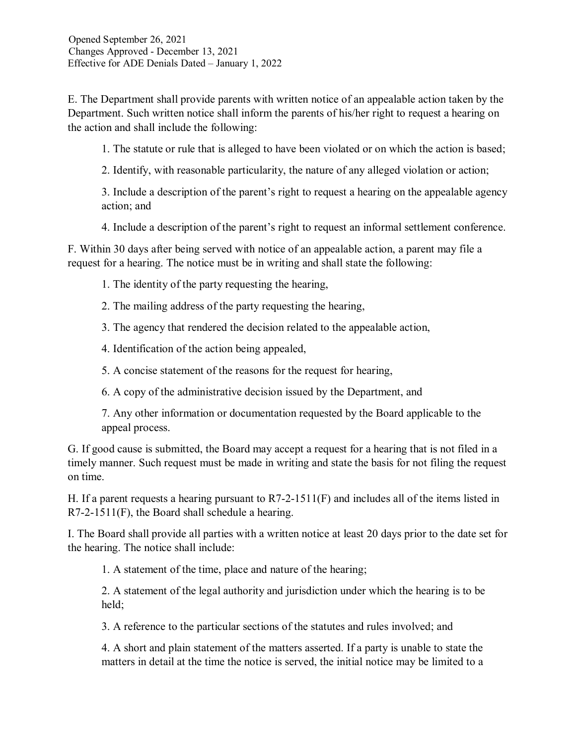Opened September 26, 2021
Changes Approved - December 13, 2021
Effective for ADE Denials Dated – January 1, 2022

E. The Department shall provide parents with written notice of an appealable action taken by the Department. Such written notice shall inform the parents of his/her right to request a hearing on the action and shall include the following:

1. The statute or rule that is alleged to have been violated or on which the action is based;

2. Identify, with reasonable particularity, the nature of any alleged violation or action;

3. Include a description of the parent's right to request a hearing on the appealable agency action; and

4. Include a description of the parent's right to request an informal settlement conference.

F. Within 30 days after being served with notice of an appealable action, a parent may file a request for a hearing. The notice must be in writing and shall state the following:

1. The identity of the party requesting the hearing,

2. The mailing address of the party requesting the hearing,

3. The agency that rendered the decision related to the appealable action,

4. Identification of the action being appealed,

5. A concise statement of the reasons for the request for hearing,

6. A copy of the administrative decision issued by the Department, and

7. Any other information or documentation requested by the Board applicable to the appeal process.

G. If good cause is submitted, the Board may accept a request for a hearing that is not filed in a timely manner. Such request must be made in writing and state the basis for not filing the request on time.

H. If a parent requests a hearing pursuant to R7-2-1511(F) and includes all of the items listed in R7-2-1511(F), the Board shall schedule a hearing.

I. The Board shall provide all parties with a written notice at least 20 days prior to the date set for the hearing. The notice shall include:

1. A statement of the time, place and nature of the hearing;

2. A statement of the legal authority and jurisdiction under which the hearing is to be held;

3. A reference to the particular sections of the statutes and rules involved; and

4. A short and plain statement of the matters asserted. If a party is unable to state the matters in detail at the time the notice is served, the initial notice may be limited to a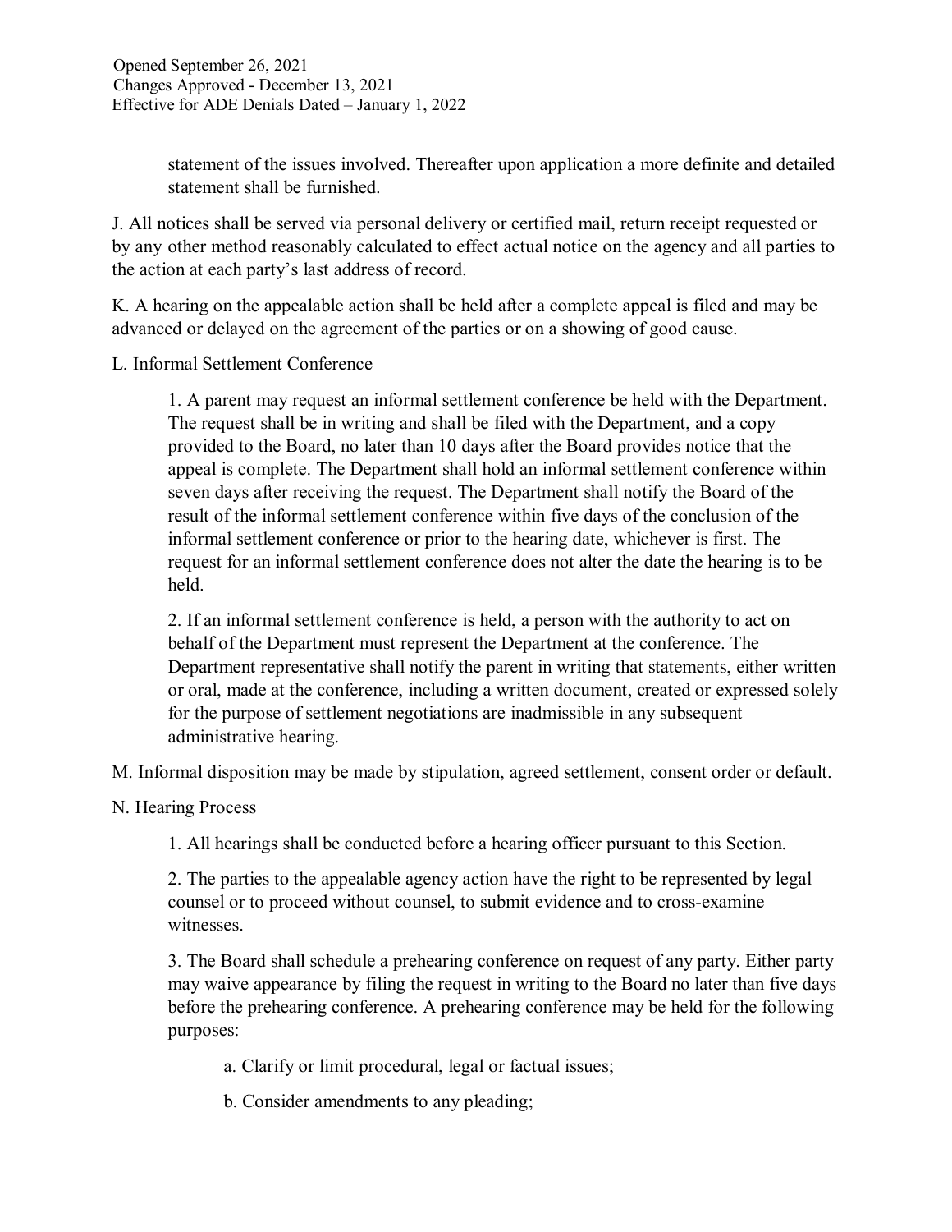statement of the issues involved. Thereafter upon application a more definite and detailed statement shall be furnished.

J. All notices shall be served via personal delivery or certified mail, return receipt requested or by any other method reasonably calculated to effect actual notice on the agency and all parties to the action at each party's last address of record.

K. A hearing on the appealable action shall be held after a complete appeal is filed and may be advanced or delayed on the agreement of the parties or on a showing of good cause.

L. Informal Settlement Conference

1. A parent may request an informal settlement conference be held with the Department. The request shall be in writing and shall be filed with the Department, and a copy provided to the Board, no later than 10 days after the Board provides notice that the appeal is complete. The Department shall hold an informal settlement conference within seven days after receiving the request. The Department shall notify the Board of the result of the informal settlement conference within five days of the conclusion of the informal settlement conference or prior to the hearing date, whichever is first. The request for an informal settlement conference does not alter the date the hearing is to be held.

2. If an informal settlement conference is held, a person with the authority to act on behalf of the Department must represent the Department at the conference. The Department representative shall notify the parent in writing that statements, either written or oral, made at the conference, including a written document, created or expressed solely for the purpose of settlement negotiations are inadmissible in any subsequent administrative hearing.

M. Informal disposition may be made by stipulation, agreed settlement, consent order or default.

N. Hearing Process

1. All hearings shall be conducted before a hearing officer pursuant to this Section.

2. The parties to the appealable agency action have the right to be represented by legal counsel or to proceed without counsel, to submit evidence and to cross-examine witnesses.

3. The Board shall schedule a prehearing conference on request of any party. Either party may waive appearance by filing the request in writing to the Board no later than five days before the prehearing conference. A prehearing conference may be held for the following purposes:

a. Clarify or limit procedural, legal or factual issues;

b. Consider amendments to any pleading;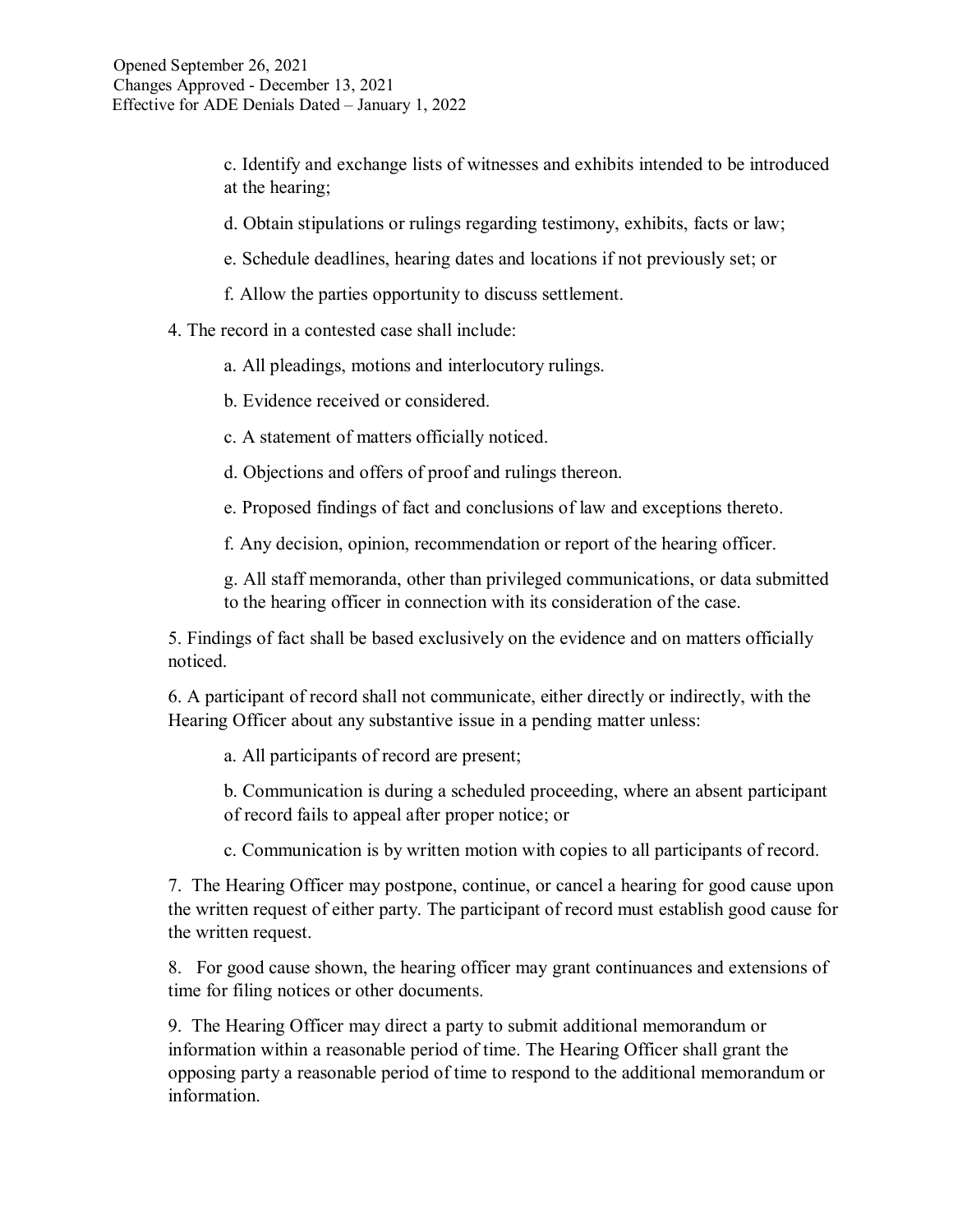c. Identify and exchange lists of witnesses and exhibits intended to be introduced at the hearing;

d. Obtain stipulations or rulings regarding testimony, exhibits, facts or law;

e. Schedule deadlines, hearing dates and locations if not previously set; or

f. Allow the parties opportunity to discuss settlement.

4. The record in a contested case shall include:

   a. All pleadings, motions and interlocutory rulings.

   b. Evidence received or considered.

   c. A statement of matters officially noticed.

   d. Objections and offers of proof and rulings thereon.

   e. Proposed findings of fact and conclusions of law and exceptions thereto.

   f. Any decision, opinion, recommendation or report of the hearing officer.

   g. All staff memoranda, other than privileged communications, or data submitted to the hearing officer in connection with its consideration of the case.

5. Findings of fact shall be based exclusively on the evidence and on matters officially noticed.

6. A participant of record shall not communicate, either directly or indirectly, with the Hearing Officer about any substantive issue in a pending matter unless:

   a. All participants of record are present;

   b. Communication is during a scheduled proceeding, where an absent participant of record fails to appeal after proper notice; or

   c. Communication is by written motion with copies to all participants of record.

7. The Hearing Officer may postpone, continue, or cancel a hearing for good cause upon the written request of either party. The participant of record must establish good cause for the written request.

8. For good cause shown, the hearing officer may grant continuances and extensions of time for filing notices or other documents.

9. The Hearing Officer may direct a party to submit additional memorandum or information within a reasonable period of time. The Hearing Officer shall grant the opposing party a reasonable period of time to respond to the additional memorandum or information.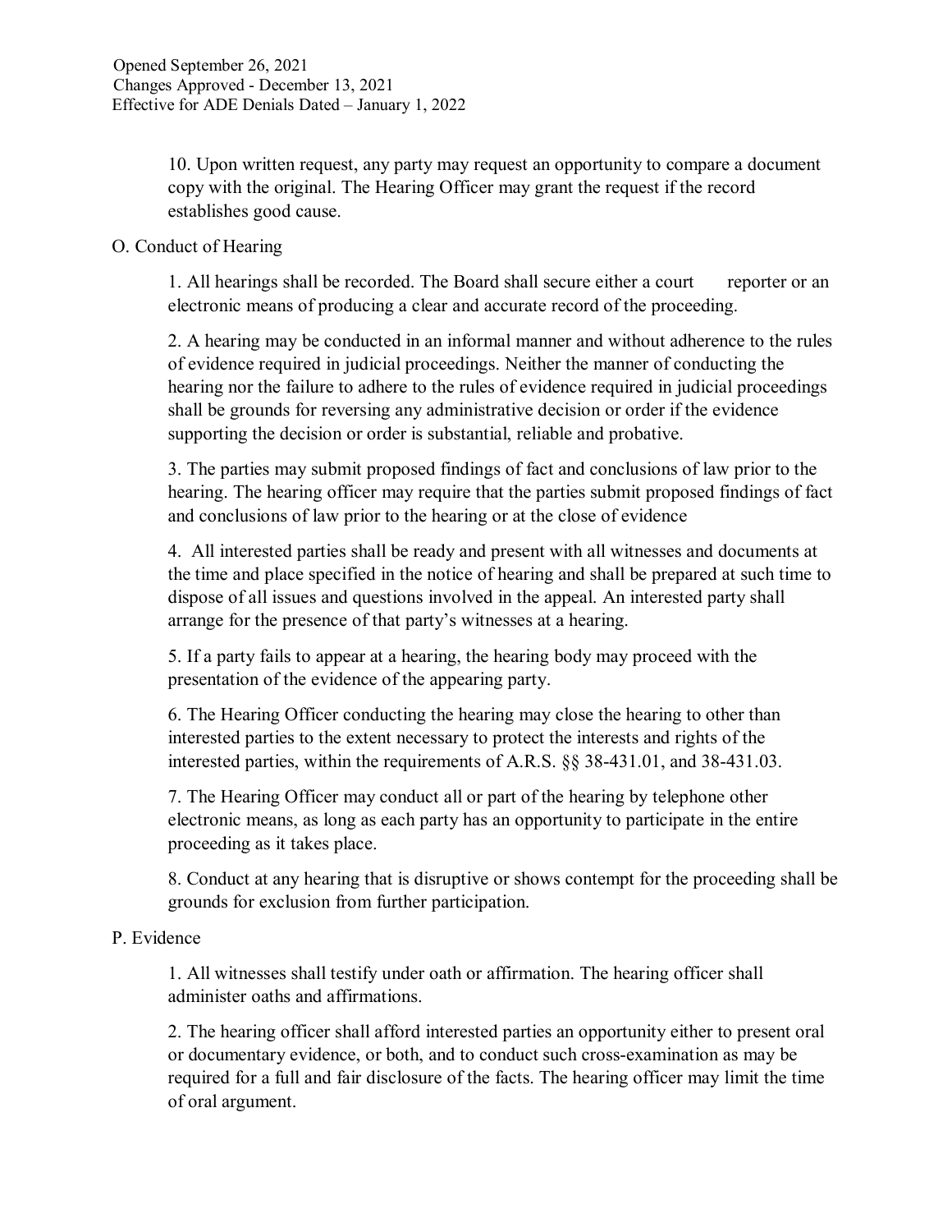10. Upon written request, any party may request an opportunity to compare a document copy with the original. The Hearing Officer may grant the request if the record establishes good cause.

O. Conduct of Hearing

1. All hearings shall be recorded. The Board shall secure either a court reporter or an electronic means of producing a clear and accurate record of the proceeding.

2. A hearing may be conducted in an informal manner and without adherence to the rules of evidence required in judicial proceedings. Neither the manner of conducting the hearing nor the failure to adhere to the rules of evidence required in judicial proceedings shall be grounds for reversing any administrative decision or order if the evidence supporting the decision or order is substantial, reliable and probative.

3. The parties may submit proposed findings of fact and conclusions of law prior to the hearing. The hearing officer may require that the parties submit proposed findings of fact and conclusions of law prior to the hearing or at the close of evidence

4. All interested parties shall be ready and present with all witnesses and documents at the time and place specified in the notice of hearing and shall be prepared at such time to dispose of all issues and questions involved in the appeal. An interested party shall arrange for the presence of that party's witnesses at a hearing.

5. If a party fails to appear at a hearing, the hearing body may proceed with the presentation of the evidence of the appearing party.

6. The Hearing Officer conducting the hearing may close the hearing to other than interested parties to the extent necessary to protect the interests and rights of the interested parties, within the requirements of A.R.S. §§ 38-431.01, and 38-431.03.

7. The Hearing Officer may conduct all or part of the hearing by telephone other electronic means, as long as each party has an opportunity to participate in the entire proceeding as it takes place.

8. Conduct at any hearing that is disruptive or shows contempt for the proceeding shall be grounds for exclusion from further participation.

P. Evidence

1. All witnesses shall testify under oath or affirmation. The hearing officer shall administer oaths and affirmations.

2. The hearing officer shall afford interested parties an opportunity either to present oral or documentary evidence, or both, and to conduct such cross-examination as may be required for a full and fair disclosure of the facts. The hearing officer may limit the time of oral argument.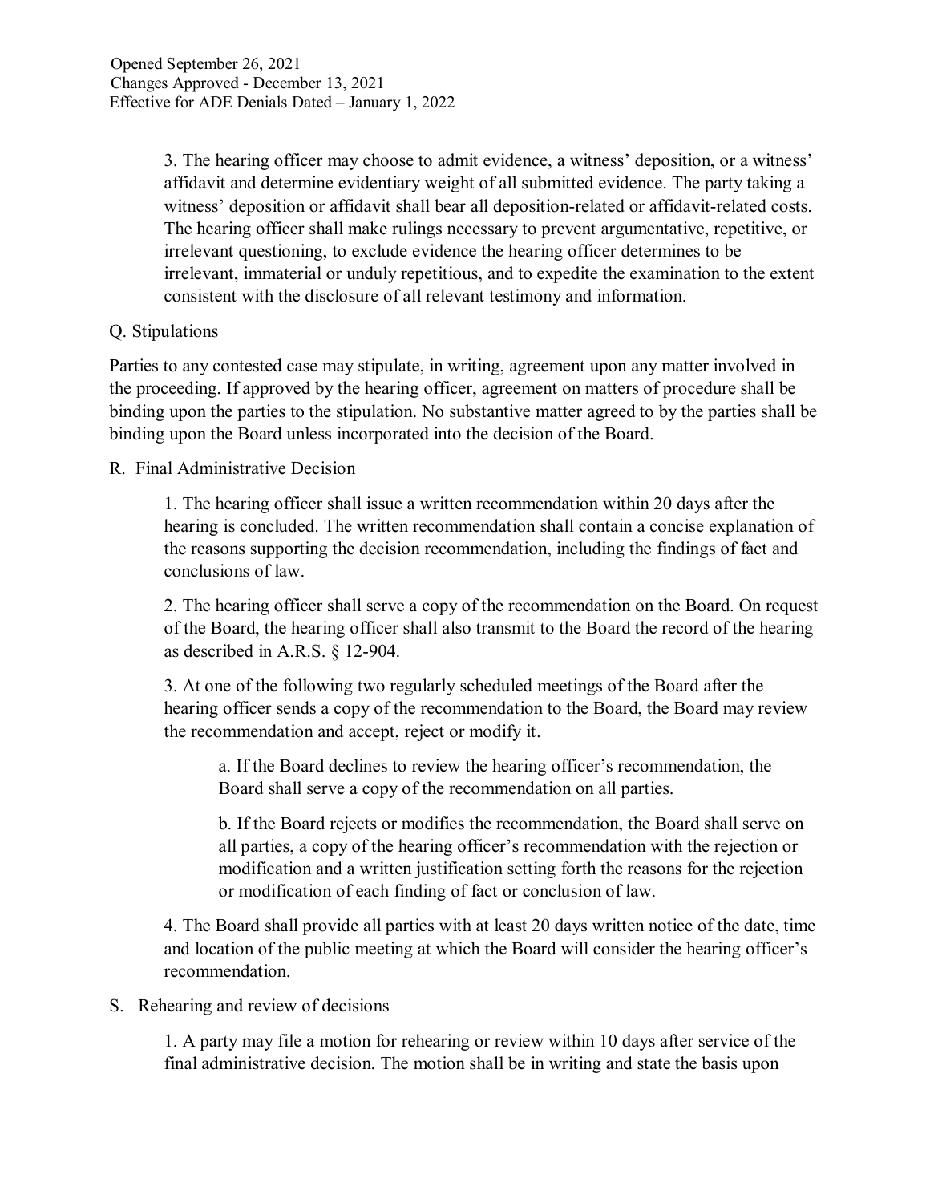3. The hearing officer may choose to admit evidence, a witness' deposition, or a witness' affidavit and determine evidentiary weight of all submitted evidence. The party taking a witness' deposition or affidavit shall bear all deposition-related or affidavit-related costs. The hearing officer shall make rulings necessary to prevent argumentative, repetitive, or irrelevant questioning, to exclude evidence the hearing officer determines to be irrelevant, immaterial or unduly repetitious, and to expedite the examination to the extent consistent with the disclosure of all relevant testimony and information.

Q. Stipulations

Parties to any contested case may stipulate, in writing, agreement upon any matter involved in the proceeding. If approved by the hearing officer, agreement on matters of procedure shall be binding upon the parties to the stipulation. No substantive matter agreed to by the parties shall be binding upon the Board unless incorporated into the decision of the Board.

R. Final Administrative Decision

1. The hearing officer shall issue a written recommendation within 20 days after the hearing is concluded. The written recommendation shall contain a concise explanation of the reasons supporting the decision recommendation, including the findings of fact and conclusions of law.

2. The hearing officer shall serve a copy of the recommendation on the Board. On request of the Board, the hearing officer shall also transmit to the Board the record of the hearing as described in A.R.S. § 12-904.

3. At one of the following two regularly scheduled meetings of the Board after the hearing officer sends a copy of the recommendation to the Board, the Board may review the recommendation and accept, reject or modify it.

a. If the Board declines to review the hearing officer's recommendation, the Board shall serve a copy of the recommendation on all parties.

b. If the Board rejects or modifies the recommendation, the Board shall serve on all parties, a copy of the hearing officer's recommendation with the rejection or modification and a written justification setting forth the reasons for the rejection or modification of each finding of fact or conclusion of law.

4. The Board shall provide all parties with at least 20 days written notice of the date, time and location of the public meeting at which the Board will consider the hearing officer's recommendation.

S. Rehearing and review of decisions

1. A party may file a motion for rehearing or review within 10 days after service of the final administrative decision. The motion shall be in writing and state the basis upon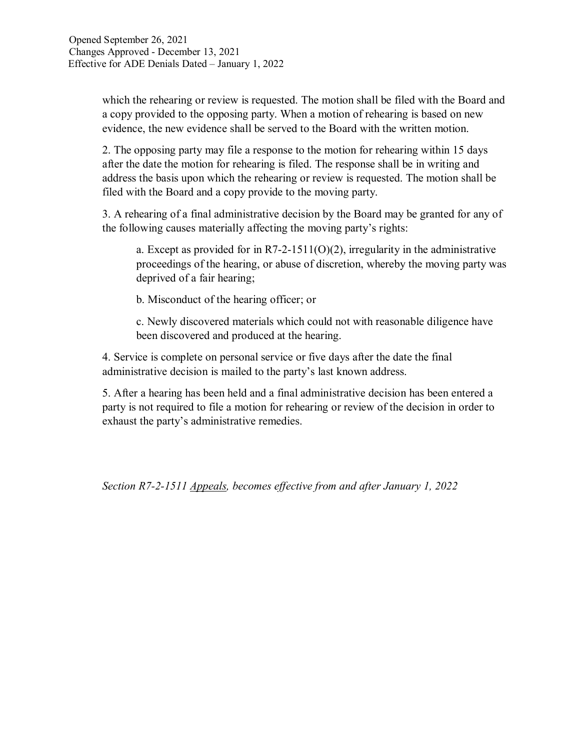which the rehearing or review is requested. The motion shall be filed with the Board and a copy provided to the opposing party. When a motion of rehearing is based on new evidence, the new evidence shall be served to the Board with the written motion.

2. The opposing party may file a response to the motion for rehearing within 15 days after the date the motion for rehearing is filed. The response shall be in writing and address the basis upon which the rehearing or review is requested. The motion shall be filed with the Board and a copy provide to the moving party.

3. A rehearing of a final administrative decision by the Board may be granted for any of the following causes materially affecting the moving party's rights:

  a. Except as provided for in R7-2-1511(O)(2), irregularity in the administrative proceedings of the hearing, or abuse of discretion, whereby the moving party was deprived of a fair hearing;

  b. Misconduct of the hearing officer; or

  c. Newly discovered materials which could not with reasonable diligence have been discovered and produced at the hearing.

4. Service is complete on personal service or five days after the date the final administrative decision is mailed to the party's last known address.

5. After a hearing has been held and a final administrative decision has been entered a party is not required to file a motion for rehearing or review of the decision in order to exhaust the party's administrative remedies.

*Section R7-2-1511 Appeals, becomes effective from and after January 1, 2022*